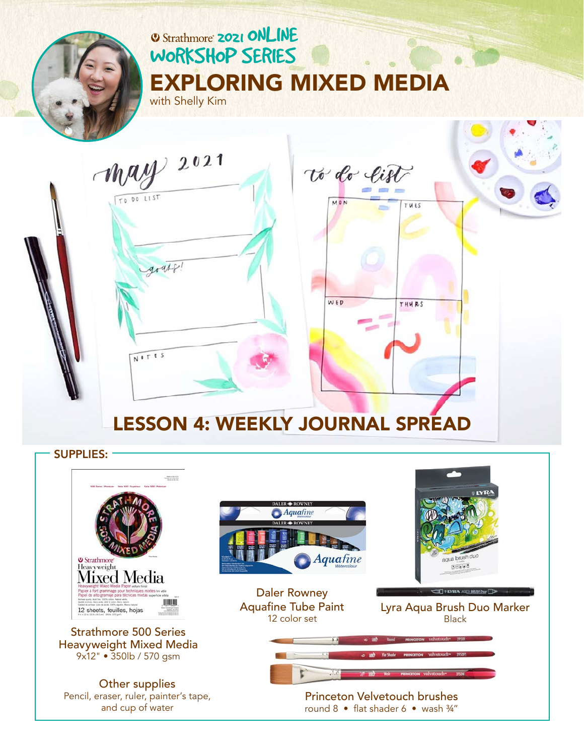Strathmore 2021 ONLINE WORKSHOP SERIES

# EXPLORING MIXED MEDIA

with Shelly Kim

## LESSON 4: WEEKLY JOURNAL SPREAD

### SUPPLIES:

**Strathmore 500 Series Heavyweight Mixed Media**
9x12" • 350lb / 570 gsm

**Daler Rowney Aquafine Tube Paint**
12 color set

**Lyra Aqua Brush Duo Marker**
Black

**Princeton Velvetouch brushes**
round 8 • flat shader 6 • wash ¾"

**Other supplies**
Pencil, eraser, ruler, painter's tape, and cup of water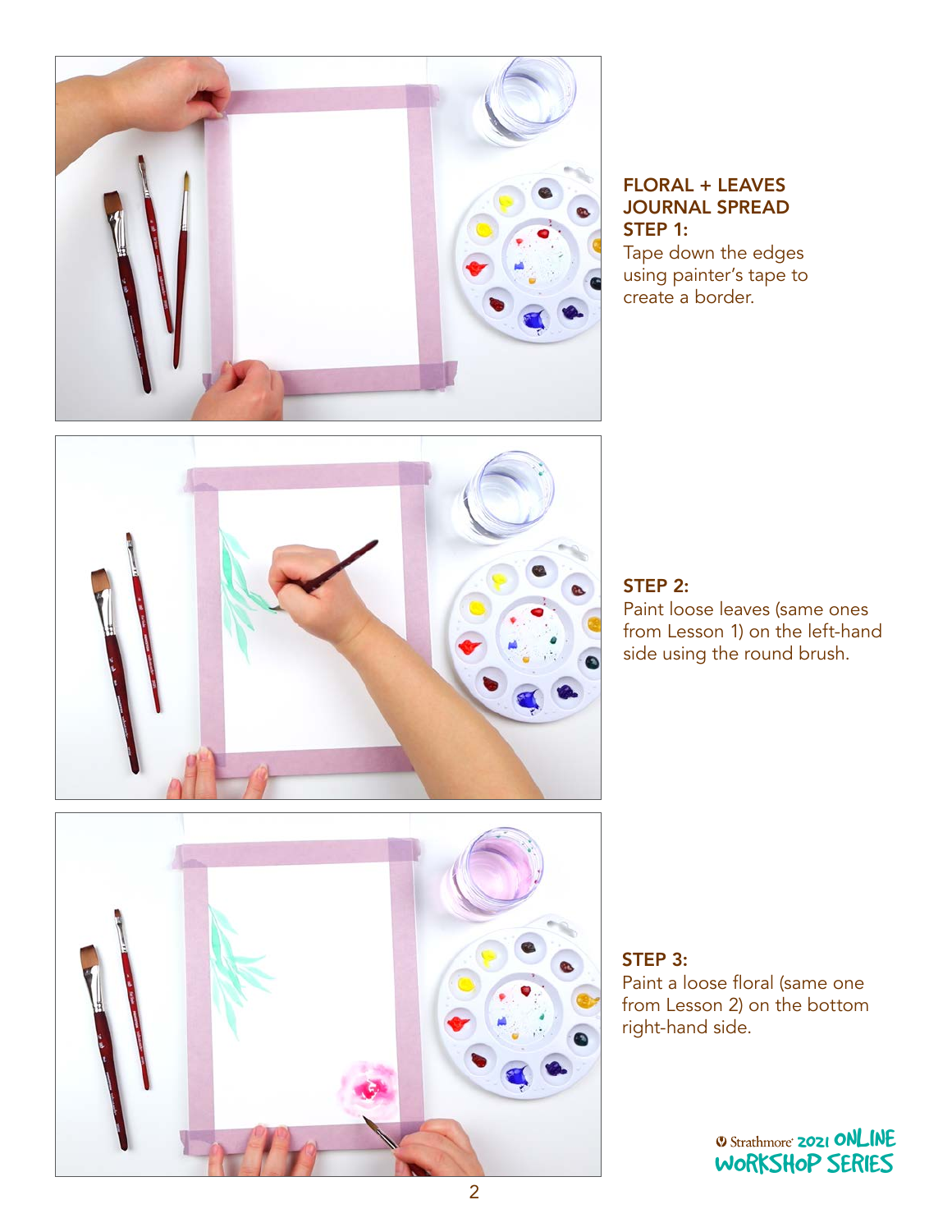## FLORAL + LEAVES JOURNAL SPREAD

**STEP 1:**
Tape down the edges using painter's tape to create a border.

**STEP 2:**
Paint loose leaves (same ones from Lesson 1) on the left-hand side using the round brush.

**STEP 3:**
Paint a loose floral (same one from Lesson 2) on the bottom right-hand side.

Strathmore 2021 ONLINE WORKSHOP SERIES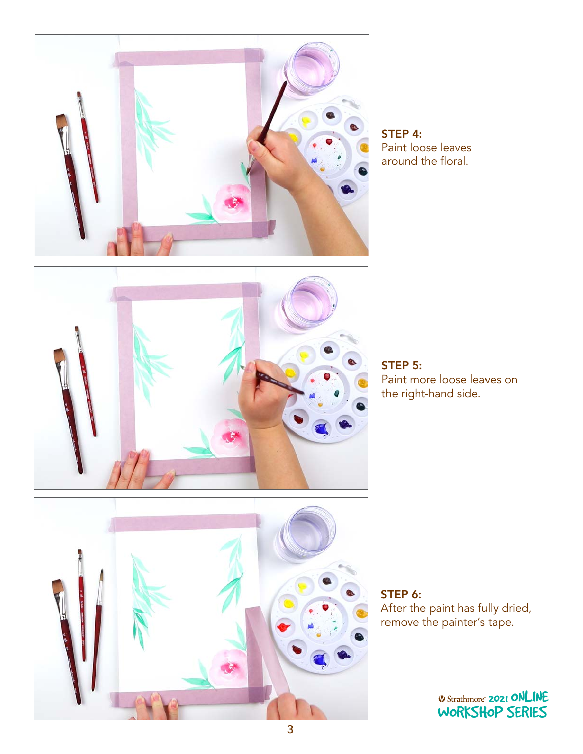**STEP 4:**
Paint loose leaves around the floral.

**STEP 5:**
Paint more loose leaves on the right-hand side.

**STEP 6:**
After the paint has fully dried, remove the painter's tape.

Strathmore 2021 ONLINE WORKSHOP SERIES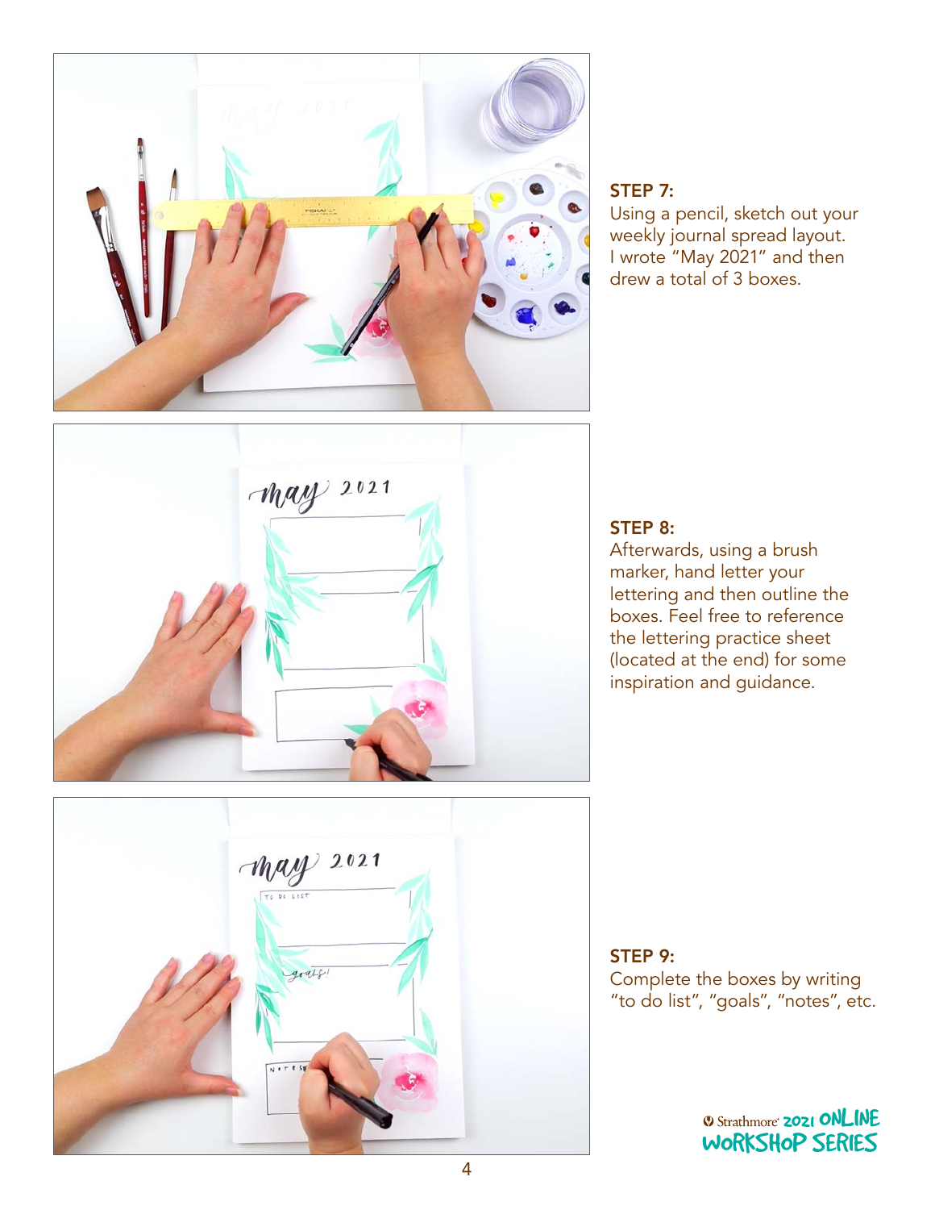**STEP 7:**
Using a pencil, sketch out your weekly journal spread layout. I wrote "May 2021" and then drew a total of 3 boxes.

**STEP 8:**
Afterwards, using a brush marker, hand letter your lettering and then outline the boxes. Feel free to reference the lettering practice sheet (located at the end) for some inspiration and guidance.

**STEP 9:**
Complete the boxes by writing "to do list", "goals", "notes", etc.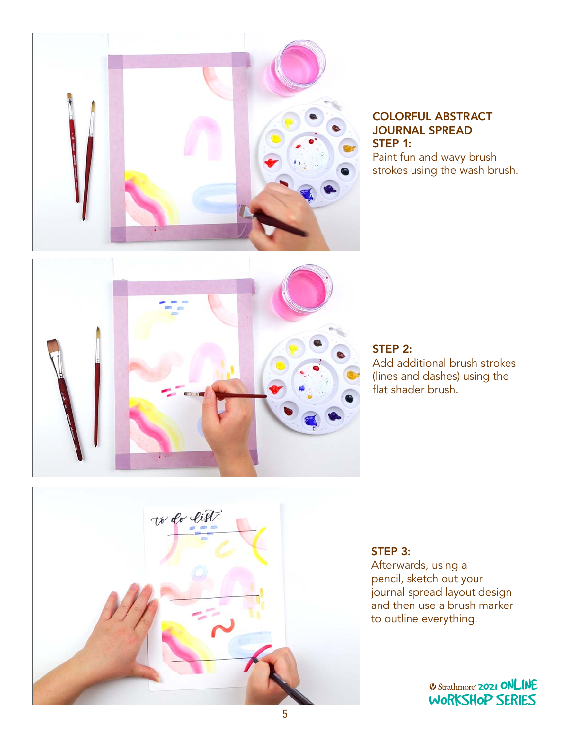## COLORFUL ABSTRACT JOURNAL SPREAD

**STEP 1:**
Paint fun and wavy brush strokes using the wash brush.

**STEP 2:**
Add additional brush strokes (lines and dashes) using the flat shader brush.

**STEP 3:**
Afterwards, using a pencil, sketch out your journal spread layout design and then use a brush marker to outline everything.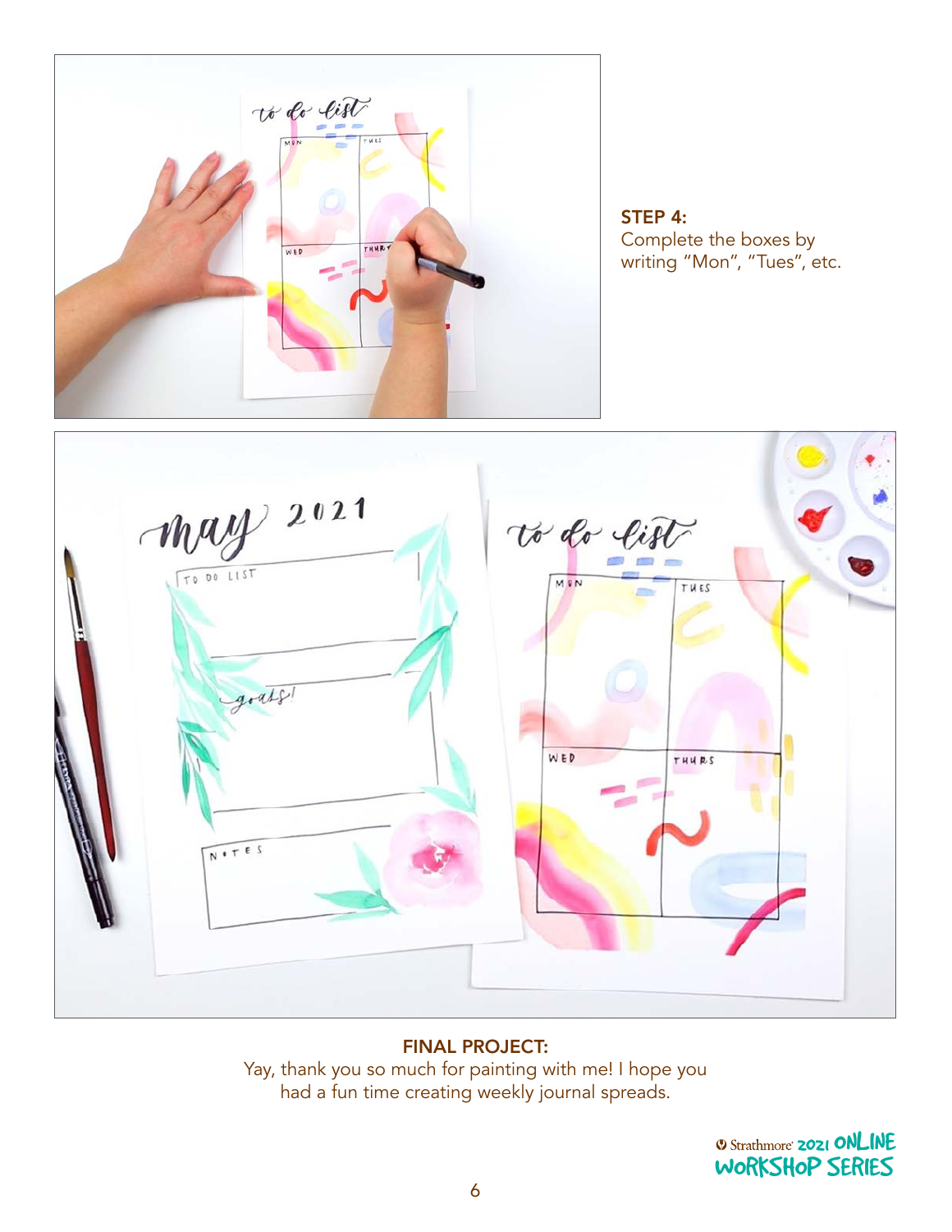**STEP 4:**
Complete the boxes by writing “Mon”, “Tues”, etc.

**FINAL PROJECT:**
Yay, thank you so much for painting with me! I hope you had a fun time creating weekly journal spreads.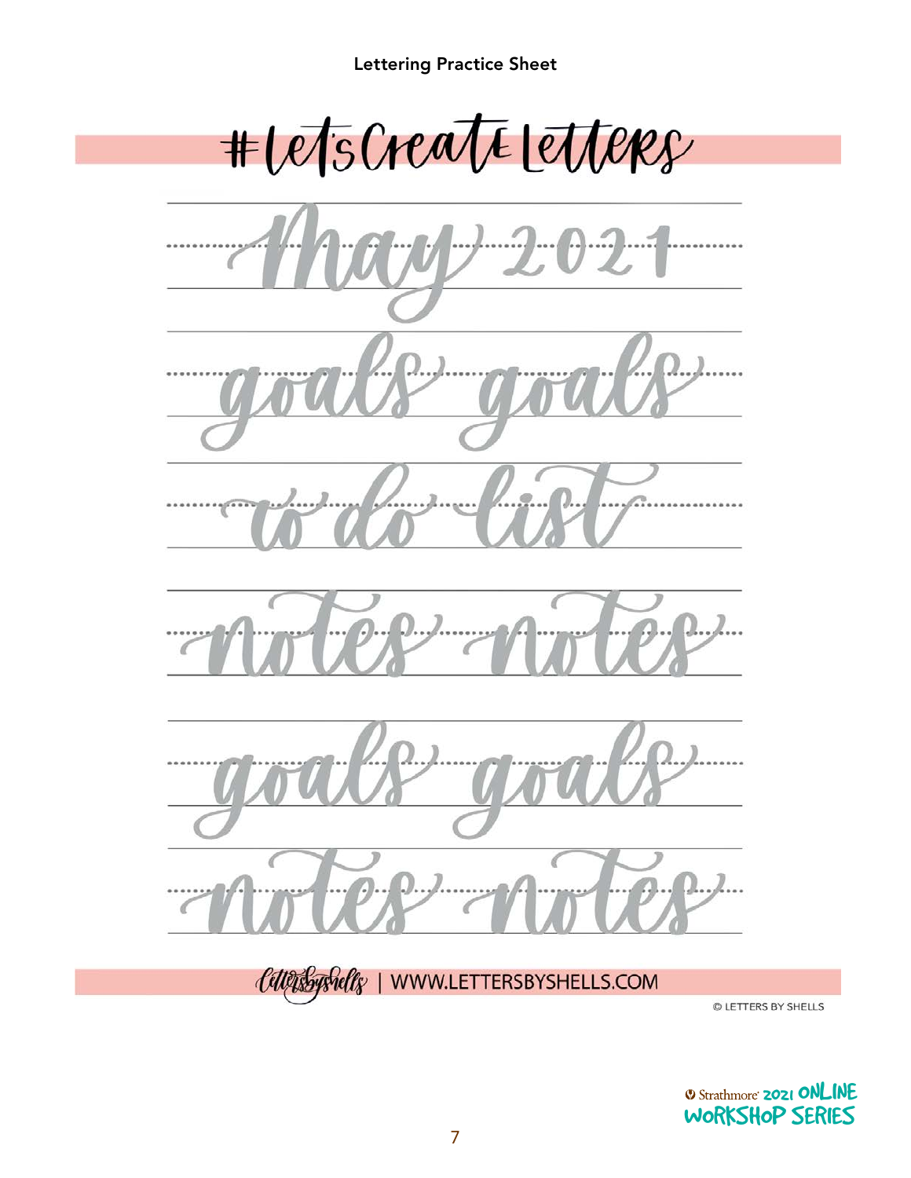**Lettering Practice Sheet**

#LetsCreateLetters

May 2021

goals goals

to do list

notes notes

goals goals

notes notes

lettersbyshells | WWW.LETTERSBYSHELLS.COM

© LETTERS BY SHELLS

Strathmore 2021 ONLINE WORKSHOP SERIES